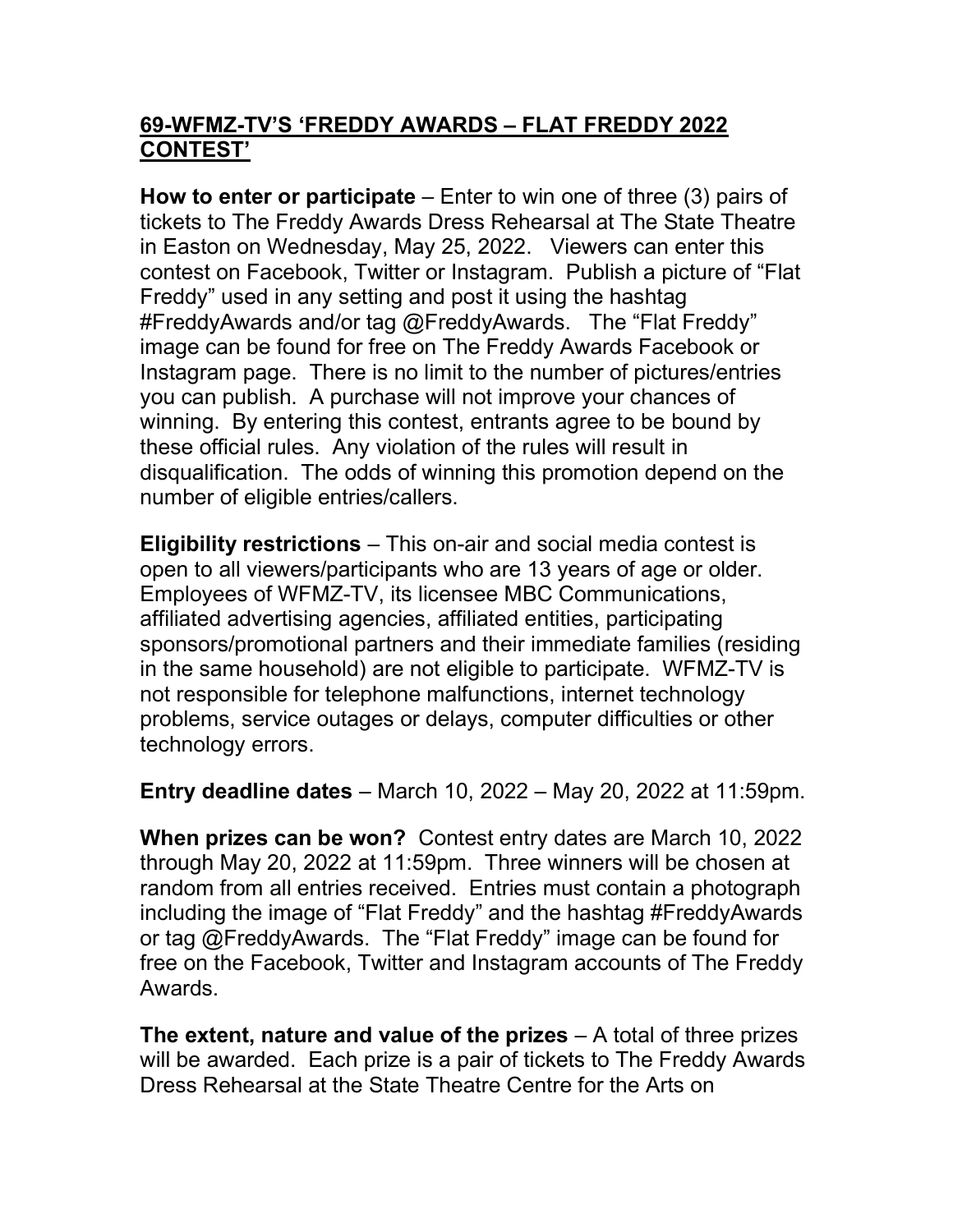# 69-WFMZ-TV'S 'FREDDY AWARDS – FLAT FREDDY 2022 CONTEST'

**How to enter or participate** – Enter to win one of three (3) pairs of tickets to The Freddy Awards Dress Rehearsal at The State Theatre in Easton on Wednesday, May 25, 2022. Viewers can enter this contest on Facebook, Twitter or Instagram. Publish a picture of "Flat Freddy" used in any setting and post it using the hashtag #FreddyAwards and/or tag @FreddyAwards. The "Flat Freddy" image can be found for free on The Freddy Awards Facebook or Instagram page. There is no limit to the number of pictures/entries you can publish. A purchase will not improve your chances of winning. By entering this contest, entrants agree to be bound by these official rules. Any violation of the rules will result in disqualification. The odds of winning this promotion depend on the number of eligible entries/callers.

**Eligibility restrictions** – This on-air and social media contest is open to all viewers/participants who are 13 years of age or older. Employees of WFMZ-TV, its licensee MBC Communications, affiliated advertising agencies, affiliated entities, participating sponsors/promotional partners and their immediate families (residing in the same household) are not eligible to participate. WFMZ-TV is not responsible for telephone malfunctions, internet technology problems, service outages or delays, computer difficulties or other technology errors.

**Entry deadline dates** – March 10, 2022 – May 20, 2022 at 11:59pm.

**When prizes can be won?** Contest entry dates are March 10, 2022 through May 20, 2022 at 11:59pm. Three winners will be chosen at random from all entries received. Entries must contain a photograph including the image of "Flat Freddy" and the hashtag #FreddyAwards or tag @FreddyAwards. The "Flat Freddy" image can be found for free on the Facebook, Twitter and Instagram accounts of The Freddy Awards.

**The extent, nature and value of the prizes** – A total of three prizes will be awarded. Each prize is a pair of tickets to The Freddy Awards Dress Rehearsal at the State Theatre Centre for the Arts on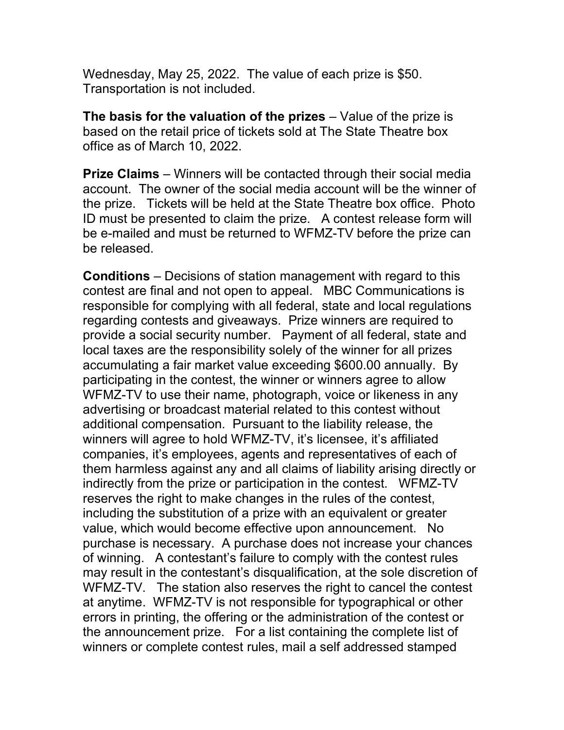Wednesday, May 25, 2022. The value of each prize is $50. Transportation is not included.

**The basis for the valuation of the prizes** – Value of the prize is based on the retail price of tickets sold at The State Theatre box office as of March 10, 2022.

**Prize Claims** – Winners will be contacted through their social media account. The owner of the social media account will be the winner of the prize. Tickets will be held at the State Theatre box office. Photo ID must be presented to claim the prize. A contest release form will be e-mailed and must be returned to WFMZ-TV before the prize can be released.

**Conditions** – Decisions of station management with regard to this contest are final and not open to appeal. MBC Communications is responsible for complying with all federal, state and local regulations regarding contests and giveaways. Prize winners are required to provide a social security number. Payment of all federal, state and local taxes are the responsibility solely of the winner for all prizes accumulating a fair market value exceeding $600.00 annually. By participating in the contest, the winner or winners agree to allow WFMZ-TV to use their name, photograph, voice or likeness in any advertising or broadcast material related to this contest without additional compensation. Pursuant to the liability release, the winners will agree to hold WFMZ-TV, it's licensee, it's affiliated companies, it's employees, agents and representatives of each of them harmless against any and all claims of liability arising directly or indirectly from the prize or participation in the contest. WFMZ-TV reserves the right to make changes in the rules of the contest, including the substitution of a prize with an equivalent or greater value, which would become effective upon announcement. No purchase is necessary. A purchase does not increase your chances of winning. A contestant's failure to comply with the contest rules may result in the contestant's disqualification, at the sole discretion of WFMZ-TV. The station also reserves the right to cancel the contest at anytime. WFMZ-TV is not responsible for typographical or other errors in printing, the offering or the administration of the contest or the announcement prize. For a list containing the complete list of winners or complete contest rules, mail a self addressed stamped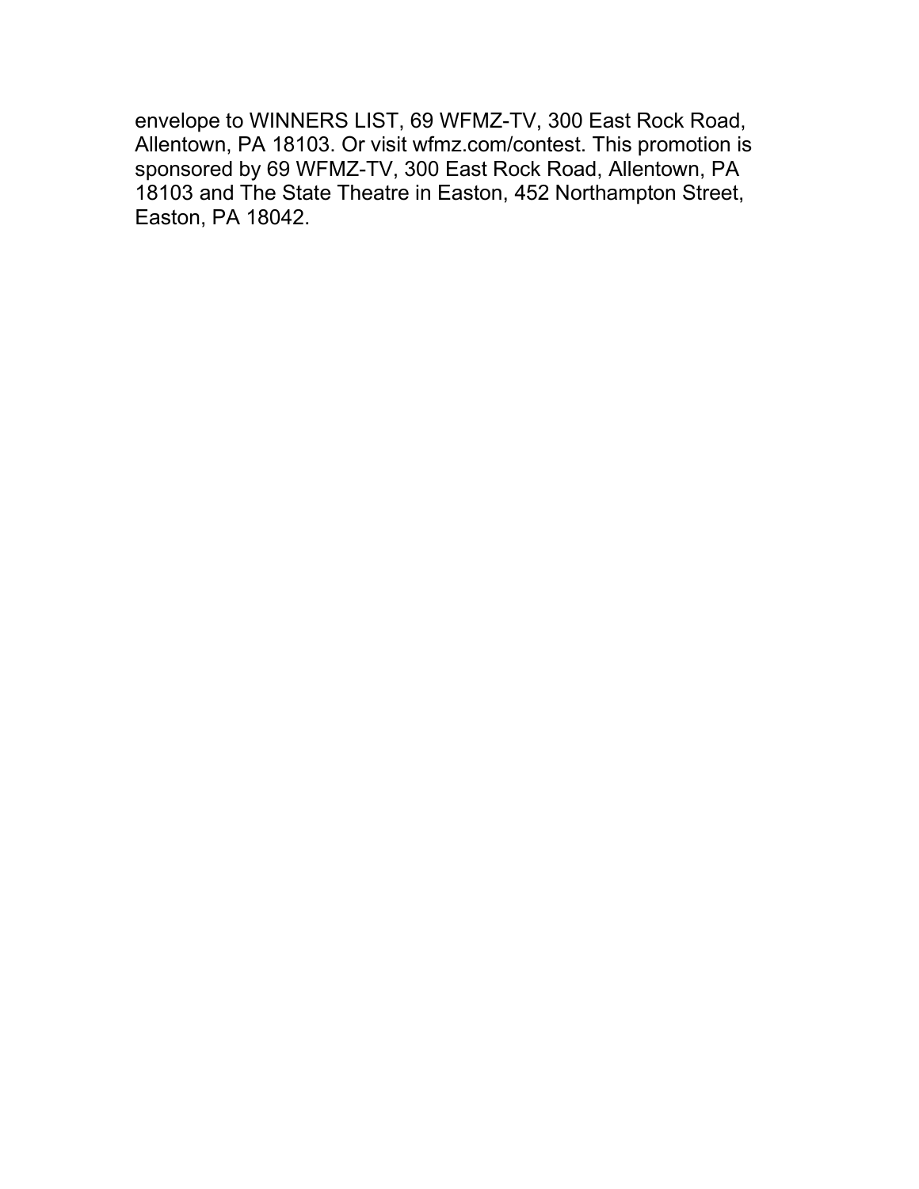envelope to WINNERS LIST, 69 WFMZ-TV, 300 East Rock Road, Allentown, PA 18103. Or visit wfmz.com/contest. This promotion is sponsored by 69 WFMZ-TV, 300 East Rock Road, Allentown, PA 18103 and The State Theatre in Easton, 452 Northampton Street, Easton, PA 18042.